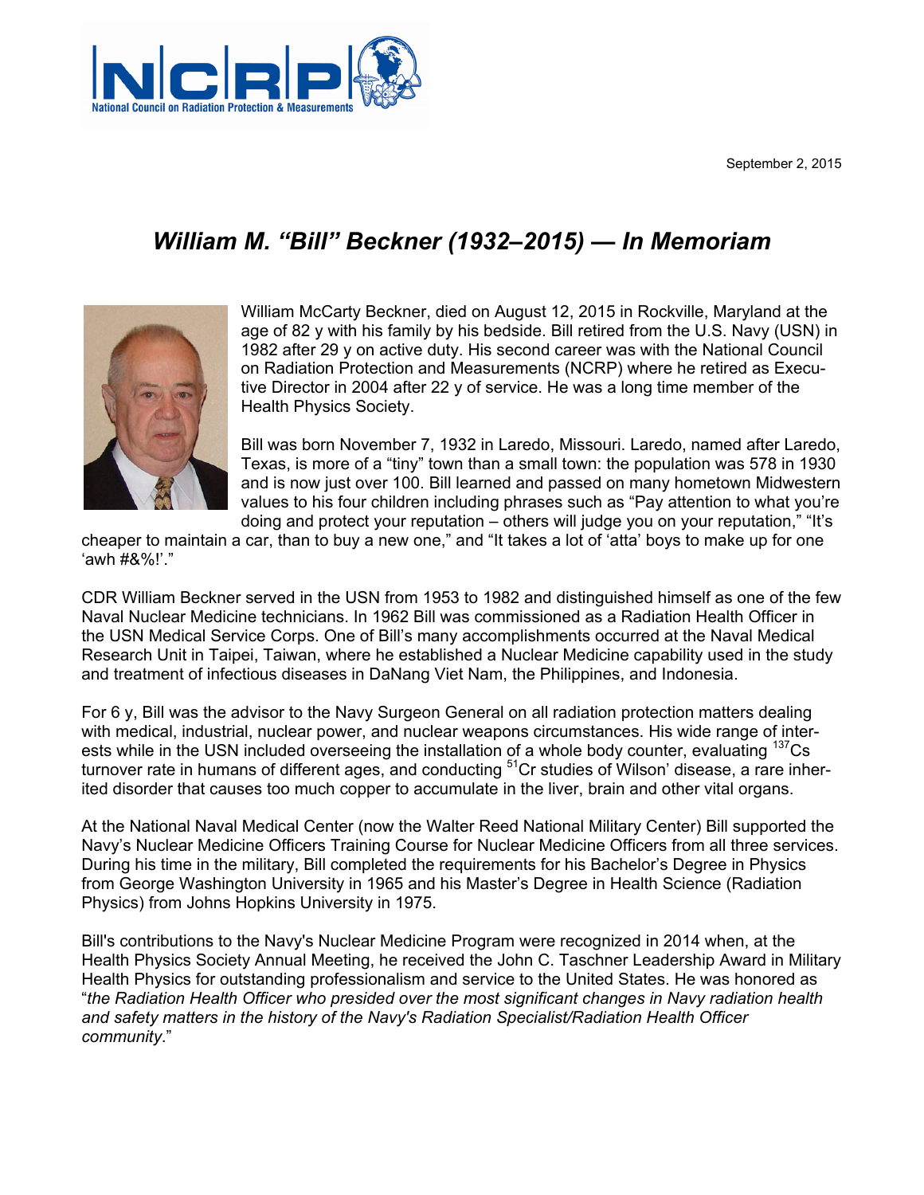September 2, 2015

# *William M. "Bill" Beckner (1932–2015) — In Memoriam*

William McCarty Beckner, died on August 12, 2015 in Rockville, Maryland at the age of 82 y with his family by his bedside. Bill retired from the U.S. Navy (USN) in 1982 after 29 y on active duty. His second career was with the National Council on Radiation Protection and Measurements (NCRP) where he retired as Executive Director in 2004 after 22 y of service. He was a long time member of the Health Physics Society.

Bill was born November 7, 1932 in Laredo, Missouri. Laredo, named after Laredo, Texas, is more of a "tiny" town than a small town: the population was 578 in 1930 and is now just over 100. Bill learned and passed on many hometown Midwestern values to his four children including phrases such as "Pay attention to what you're doing and protect your reputation – others will judge you on your reputation," "It's cheaper to maintain a car, than to buy a new one," and "It takes a lot of 'atta' boys to make up for one 'awh #&%!'."

CDR William Beckner served in the USN from 1953 to 1982 and distinguished himself as one of the few Naval Nuclear Medicine technicians. In 1962 Bill was commissioned as a Radiation Health Officer in the USN Medical Service Corps. One of Bill's many accomplishments occurred at the Naval Medical Research Unit in Taipei, Taiwan, where he established a Nuclear Medicine capability used in the study and treatment of infectious diseases in DaNang Viet Nam, the Philippines, and Indonesia.

For 6 y, Bill was the advisor to the Navy Surgeon General on all radiation protection matters dealing with medical, industrial, nuclear power, and nuclear weapons circumstances. His wide range of interests while in the USN included overseeing the installation of a whole body counter, evaluating $^{137}$Cs turnover rate in humans of different ages, and conducting $^{51}$Cr studies of Wilson' disease, a rare inherited disorder that causes too much copper to accumulate in the liver, brain and other vital organs.

At the National Naval Medical Center (now the Walter Reed National Military Center) Bill supported the Navy's Nuclear Medicine Officers Training Course for Nuclear Medicine Officers from all three services. During his time in the military, Bill completed the requirements for his Bachelor's Degree in Physics from George Washington University in 1965 and his Master's Degree in Health Science (Radiation Physics) from Johns Hopkins University in 1975.

Bill's contributions to the Navy's Nuclear Medicine Program were recognized in 2014 when, at the Health Physics Society Annual Meeting, he received the John C. Taschner Leadership Award in Military Health Physics for outstanding professionalism and service to the United States. He was honored as "*the Radiation Health Officer who presided over the most significant changes in Navy radiation health and safety matters in the history of the Navy's Radiation Specialist/Radiation Health Officer community*."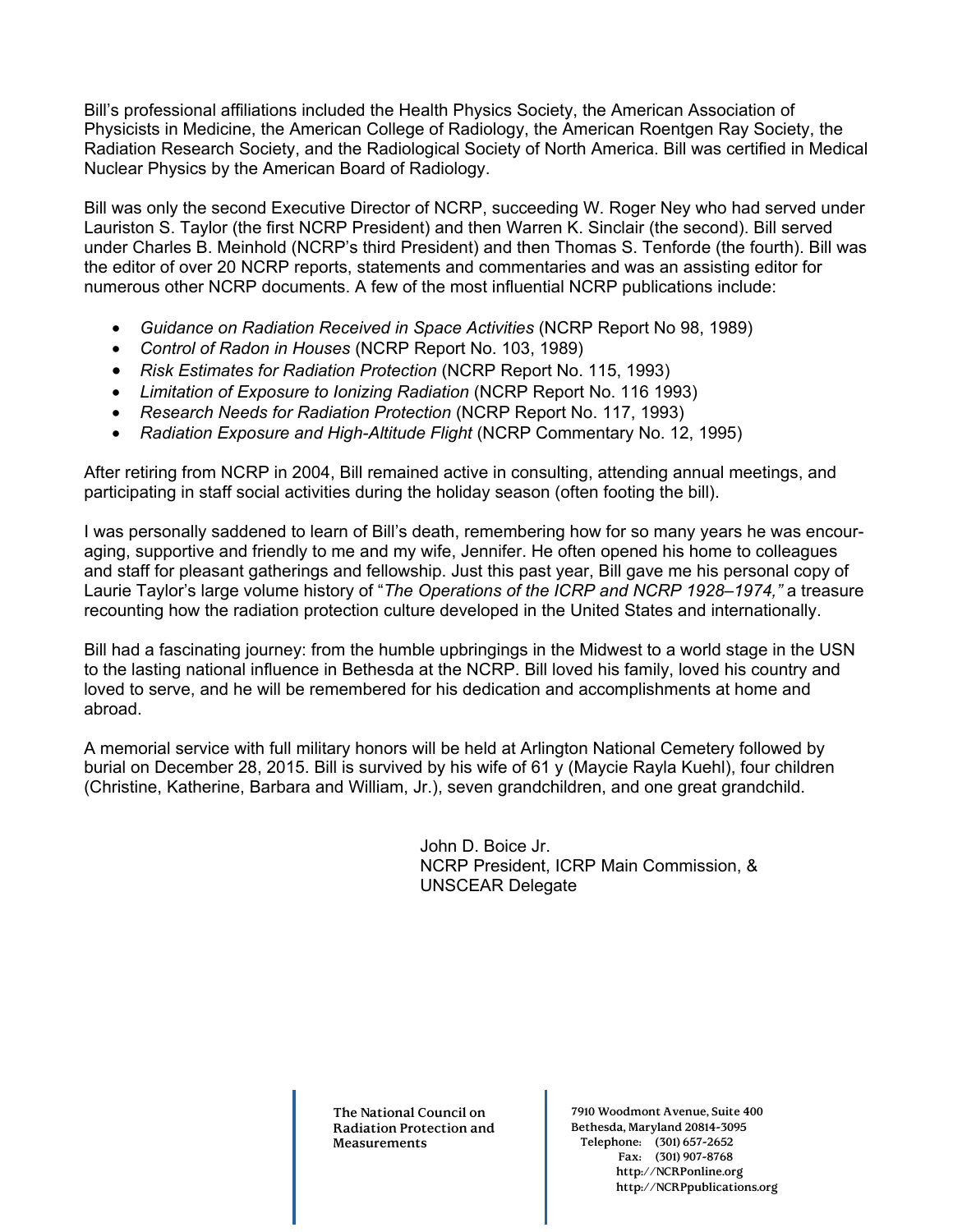Bill's professional affiliations included the Health Physics Society, the American Association of Physicists in Medicine, the American College of Radiology, the American Roentgen Ray Society, the Radiation Research Society, and the Radiological Society of North America. Bill was certified in Medical Nuclear Physics by the American Board of Radiology.

Bill was only the second Executive Director of NCRP, succeeding W. Roger Ney who had served under Lauriston S. Taylor (the first NCRP President) and then Warren K. Sinclair (the second). Bill served under Charles B. Meinhold (NCRP's third President) and then Thomas S. Tenforde (the fourth). Bill was the editor of over 20 NCRP reports, statements and commentaries and was an assisting editor for numerous other NCRP documents. A few of the most influential NCRP publications include:

- *Guidance on Radiation Received in Space Activities* (NCRP Report No 98, 1989)
- *Control of Radon in Houses* (NCRP Report No. 103, 1989)
- *Risk Estimates for Radiation Protection* (NCRP Report No. 115, 1993)
- *Limitation of Exposure to Ionizing Radiation* (NCRP Report No. 116 1993)
- *Research Needs for Radiation Protection* (NCRP Report No. 117, 1993)
- *Radiation Exposure and High-Altitude Flight* (NCRP Commentary No. 12, 1995)

After retiring from NCRP in 2004, Bill remained active in consulting, attending annual meetings, and participating in staff social activities during the holiday season (often footing the bill).

I was personally saddened to learn of Bill's death, remembering how for so many years he was encouraging, supportive and friendly to me and my wife, Jennifer. He often opened his home to colleagues and staff for pleasant gatherings and fellowship. Just this past year, Bill gave me his personal copy of Laurie Taylor's large volume history of "*The Operations of the ICRP and NCRP 1928–1974,*" a treasure recounting how the radiation protection culture developed in the United States and internationally.

Bill had a fascinating journey: from the humble upbringings in the Midwest to a world stage in the USN to the lasting national influence in Bethesda at the NCRP. Bill loved his family, loved his country and loved to serve, and he will be remembered for his dedication and accomplishments at home and abroad.

A memorial service with full military honors will be held at Arlington National Cemetery followed by burial on December 28, 2015. Bill is survived by his wife of 61 y (Maycie Rayla Kuehl), four children (Christine, Katherine, Barbara and William, Jr.), seven grandchildren, and one great grandchild.

John D. Boice Jr.
NCRP President, ICRP Main Commission, &
UNSCEAR Delegate

The National Council on Radiation Protection and Measurements

7910 Woodmont Avenue, Suite 400
Bethesda, Maryland 20814-3095
Telephone: (301) 657-2652
Fax: (301) 907-8768
http://NCRPonline.org
http://NCRPpublications.org